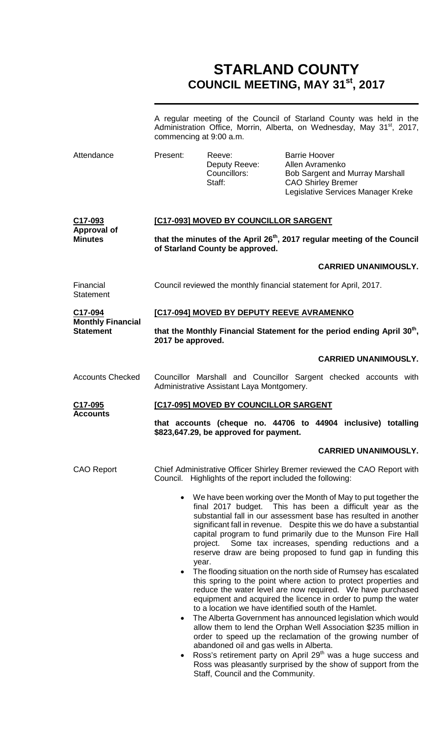# STARLAND COUNTY
## COUNCIL MEETING, MAY 31st, 2017

A regular meeting of the Council of Starland County was held in the Administration Office, Morrin, Alberta, on Wednesday, May 31st, 2017, commencing at 9:00 a.m.

**Attendance**

| Present: | Reeve: | Barrie Hoover |
|---|---|---|
| | Deputy Reeve: | Allen Avramenko |
| | Councillors: | Bob Sargent and Murray Marshall |
| | Staff: | CAO Shirley Bremer |
| | | Legislative Services Manager Kreke |

**C17-093 Approval of Minutes**

**[C17-093] MOVED BY COUNCILLOR SARGENT**

**that the minutes of the April 26th, 2017 regular meeting of the Council of Starland County be approved.**

**CARRIED UNANIMOUSLY.**

**Financial Statement**

Council reviewed the monthly financial statement for April, 2017.

**C17-094 Monthly Financial Statement**

**[C17-094] MOVED BY DEPUTY REEVE AVRAMENKO**

**that the Monthly Financial Statement for the period ending April 30th, 2017 be approved.**

**CARRIED UNANIMOUSLY.**

**Accounts Checked**

Councillor Marshall and Councillor Sargent checked accounts with Administrative Assistant Laya Montgomery.

**C17-095 Accounts**

**[C17-095] MOVED BY COUNCILLOR SARGENT**

**that accounts (cheque no. 44706 to 44904 inclusive) totalling \$823,647.29, be approved for payment.**

**CARRIED UNANIMOUSLY.**

**CAO Report**

Chief Administrative Officer Shirley Bremer reviewed the CAO Report with Council. Highlights of the report included the following:

- We have been working over the Month of May to put together the final 2017 budget. This has been a difficult year as the substantial fall in our assessment base has resulted in another significant fall in revenue. Despite this we do have a substantial capital program to fund primarily due to the Munson Fire Hall project. Some tax increases, spending reductions and a reserve draw are being proposed to fund gap in funding this year.
- The flooding situation on the north side of Rumsey has escalated this spring to the point where action to protect properties and reduce the water level are now required. We have purchased equipment and acquired the licence in order to pump the water to a location we have identified south of the Hamlet.
- The Alberta Government has announced legislation which would allow them to lend the Orphan Well Association \$235 million in order to speed up the reclamation of the growing number of abandoned oil and gas wells in Alberta.
- Ross's retirement party on April 29th was a huge success and Ross was pleasantly surprised by the show of support from the Staff, Council and the Community.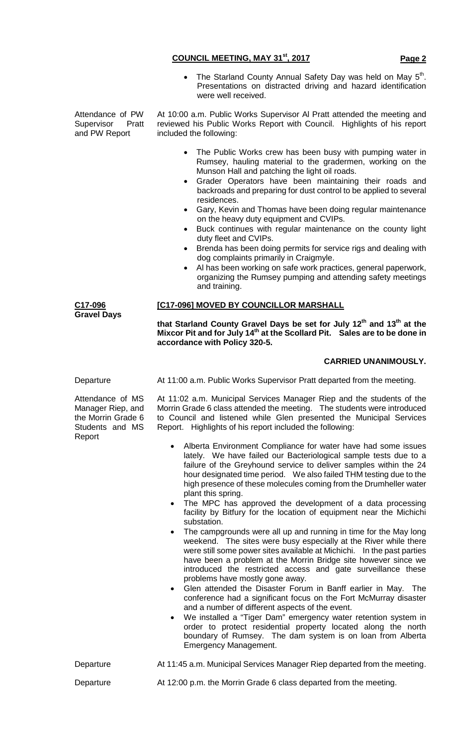- The Starland County Annual Safety Day was held on May 5th. Presentations on distracted driving and hazard identification were well received.

**Attendance of PW Supervisor Pratt and PW Report**

At 10:00 a.m. Public Works Supervisor Al Pratt attended the meeting and reviewed his Public Works Report with Council. Highlights of his report included the following:

- The Public Works crew has been busy with pumping water in Rumsey, hauling material to the gradermen, working on the Munson Hall and patching the light oil roads.
- Grader Operators have been maintaining their roads and backroads and preparing for dust control to be applied to several residences.
- Gary, Kevin and Thomas have been doing regular maintenance on the heavy duty equipment and CVIPs.
- Buck continues with regular maintenance on the county light duty fleet and CVIPs.
- Brenda has been doing permits for service rigs and dealing with dog complaints primarily in Craigmyle.
- Al has been working on safe work practices, general paperwork, organizing the Rumsey pumping and attending safety meetings and training.

**C17-096**
**Gravel Days**

**[C17-096] MOVED BY COUNCILLOR MARSHALL**

**that Starland County Gravel Days be set for July 12th and 13th at the Mixcor Pit and for July 14th at the Scollard Pit. Sales are to be done in accordance with Policy 320-5.**

**CARRIED UNANIMOUSLY.**

**Departure**

At 11:00 a.m. Public Works Supervisor Pratt departed from the meeting.

**Attendance of MS Manager Riep, and the Morrin Grade 6 Students and MS Report**

At 11:02 a.m. Municipal Services Manager Riep and the students of the Morrin Grade 6 class attended the meeting. The students were introduced to Council and listened while Glen presented the Municipal Services Report. Highlights of his report included the following:

- Alberta Environment Compliance for water have had some issues lately. We have failed our Bacteriological sample tests due to a failure of the Greyhound service to deliver samples within the 24 hour designated time period. We also failed THM testing due to the high presence of these molecules coming from the Drumheller water plant this spring.
- The MPC has approved the development of a data processing facility by Bitfury for the location of equipment near the Michichi substation.
- The campgrounds were all up and running in time for the May long weekend. The sites were busy especially at the River while there were still some power sites available at Michichi. In the past parties have been a problem at the Morrin Bridge site however since we introduced the restricted access and gate surveillance these problems have mostly gone away.
- Glen attended the Disaster Forum in Banff earlier in May. The conference had a significant focus on the Fort McMurray disaster and a number of different aspects of the event.
- We installed a "Tiger Dam" emergency water retention system in order to protect residential property located along the north boundary of Rumsey. The dam system is on loan from Alberta Emergency Management.

**Departure**

At 11:45 a.m. Municipal Services Manager Riep departed from the meeting.

**Departure**

At 12:00 p.m. the Morrin Grade 6 class departed from the meeting.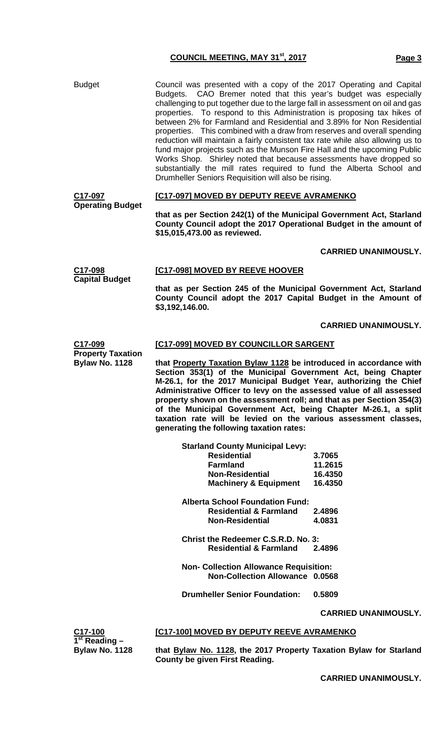Budget

Council was presented with a copy of the 2017 Operating and Capital Budgets. CAO Bremer noted that this year's budget was especially challenging to put together due to the large fall in assessment on oil and gas properties. To respond to this Administration is proposing tax hikes of between 2% for Farmland and Residential and 3.89% for Non Residential properties. This combined with a draw from reserves and overall spending reduction will maintain a fairly consistent tax rate while also allowing us to fund major projects such as the Munson Fire Hall and the upcoming Public Works Shop. Shirley noted that because assessments have dropped so substantially the mill rates required to fund the Alberta School and Drumheller Seniors Requisition will also be rising.

**C17-097**
**Operating Budget**

**[C17-097] MOVED BY DEPUTY REEVE AVRAMENKO**

**that as per Section 242(1) of the Municipal Government Act, Starland County Council adopt the 2017 Operational Budget in the amount of $15,015,473.00 as reviewed.**

**CARRIED UNANIMOUSLY.**

**C17-098**
**Capital Budget**

**[C17-098] MOVED BY REEVE HOOVER**

**that as per Section 245 of the Municipal Government Act, Starland County Council adopt the 2017 Capital Budget in the Amount of $3,192,146.00.**

**CARRIED UNANIMOUSLY.**

**C17-099**
**Property Taxation Bylaw No. 1128**

**[C17-099] MOVED BY COUNCILLOR SARGENT**

**that Property Taxation Bylaw 1128 be introduced in accordance with Section 353(1) of the Municipal Government Act, being Chapter M-26.1, for the 2017 Municipal Budget Year, authorizing the Chief Administrative Officer to levy on the assessed value of all assessed property shown on the assessment roll; and that as per Section 354(3) of the Municipal Government Act, being Chapter M-26.1, a split taxation rate will be levied on the various assessment classes, generating the following taxation rates:**

| **Starland County Municipal Levy:** | |
|---|---|
| **Residential** | **3.7065** |
| **Farmland** | **11.2615** |
| **Non-Residential** | **16.4350** |
| **Machinery & Equipment** | **16.4350** |
| **Alberta School Foundation Fund:** | |
| **Residential & Farmland** | **2.4896** |
| **Non-Residential** | **4.0831** |
| **Christ the Redeemer C.S.R.D. No. 3:** | |
| **Residential & Farmland** | **2.4896** |
| **Non- Collection Allowance Requisition:** | |
| **Non-Collection Allowance** | **0.0568** |
| **Drumheller Senior Foundation:** | **0.5809** |

**CARRIED UNANIMOUSLY.**

**C17-100**
**1st Reading – Bylaw No. 1128**

**[C17-100] MOVED BY DEPUTY REEVE AVRAMENKO**

**that Bylaw No. 1128, the 2017 Property Taxation Bylaw for Starland County be given First Reading.**

**CARRIED UNANIMOUSLY.**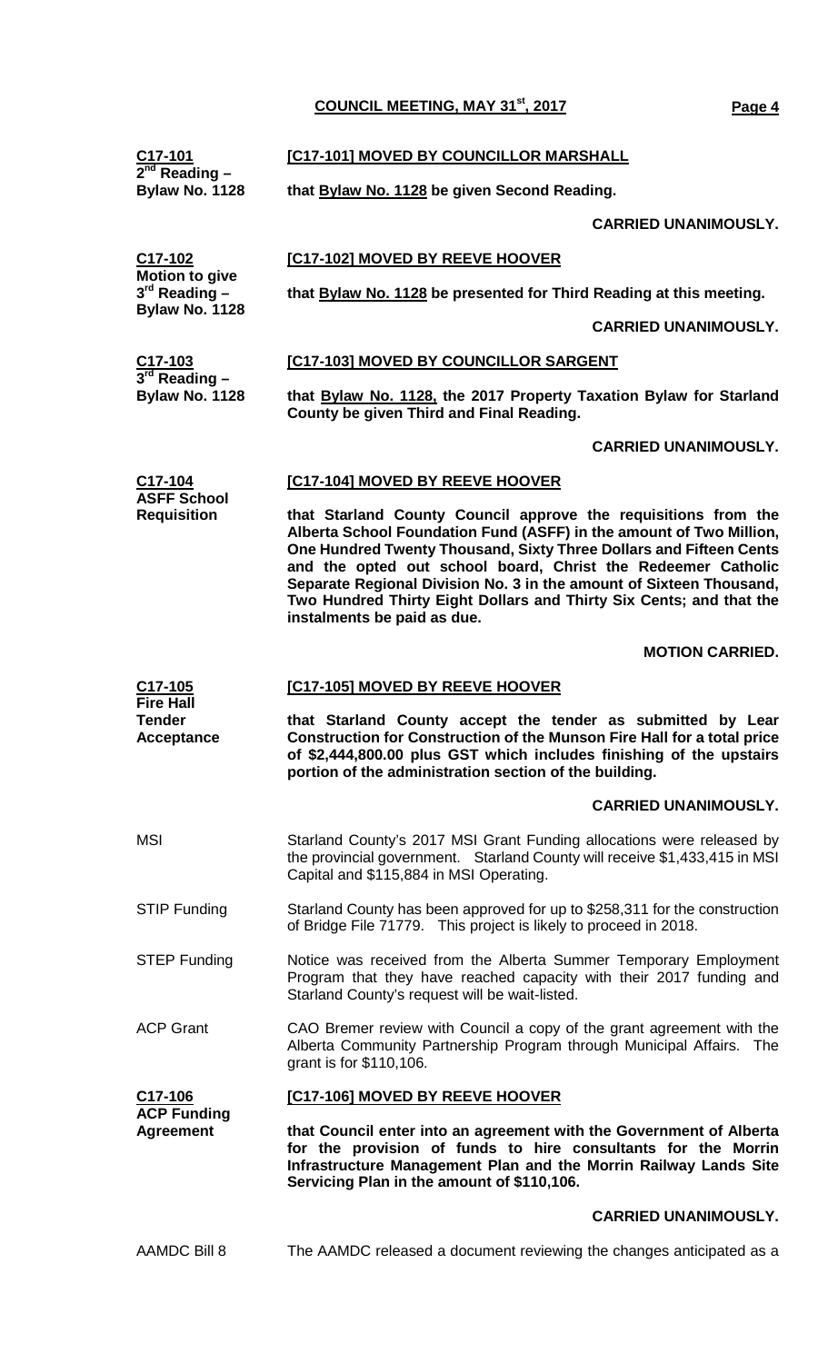**C17-101**
**2nd Reading – Bylaw No. 1128**

**[C17-101] MOVED BY COUNCILLOR MARSHALL**

**that Bylaw No. 1128 be given Second Reading.**

**CARRIED UNANIMOUSLY.**

**C17-102**
**Motion to give 3rd Reading – Bylaw No. 1128**

**[C17-102] MOVED BY REEVE HOOVER**

**that Bylaw No. 1128 be presented for Third Reading at this meeting.**

**CARRIED UNANIMOUSLY.**

**C17-103**
**3rd Reading – Bylaw No. 1128**

**[C17-103] MOVED BY COUNCILLOR SARGENT**

**that Bylaw No. 1128, the 2017 Property Taxation Bylaw for Starland County be given Third and Final Reading.**

**CARRIED UNANIMOUSLY.**

**C17-104**
**ASFF School Requisition**

**[C17-104] MOVED BY REEVE HOOVER**

**that Starland County Council approve the requisitions from the Alberta School Foundation Fund (ASFF) in the amount of Two Million, One Hundred Twenty Thousand, Sixty Three Dollars and Fifteen Cents and the opted out school board, Christ the Redeemer Catholic Separate Regional Division No. 3 in the amount of Sixteen Thousand, Two Hundred Thirty Eight Dollars and Thirty Six Cents; and that the instalments be paid as due.**

**MOTION CARRIED.**

**C17-105**
**Fire Hall Tender Acceptance**

**[C17-105] MOVED BY REEVE HOOVER**

**that Starland County accept the tender as submitted by Lear Construction for Construction of the Munson Fire Hall for a total price of $2,444,800.00 plus GST which includes finishing of the upstairs portion of the administration section of the building.**

**CARRIED UNANIMOUSLY.**

MSI

Starland County's 2017 MSI Grant Funding allocations were released by the provincial government. Starland County will receive $1,433,415 in MSI Capital and $115,884 in MSI Operating.

STIP Funding

Starland County has been approved for up to $258,311 for the construction of Bridge File 71779. This project is likely to proceed in 2018.

STEP Funding

Notice was received from the Alberta Summer Temporary Employment Program that they have reached capacity with their 2017 funding and Starland County's request will be wait-listed.

ACP Grant

CAO Bremer review with Council a copy of the grant agreement with the Alberta Community Partnership Program through Municipal Affairs. The grant is for $110,106.

**C17-106**
**ACP Funding Agreement**

**[C17-106] MOVED BY REEVE HOOVER**

**that Council enter into an agreement with the Government of Alberta for the provision of funds to hire consultants for the Morrin Infrastructure Management Plan and the Morrin Railway Lands Site Servicing Plan in the amount of $110,106.**

**CARRIED UNANIMOUSLY.**

AAMDC Bill 8

The AAMDC released a document reviewing the changes anticipated as a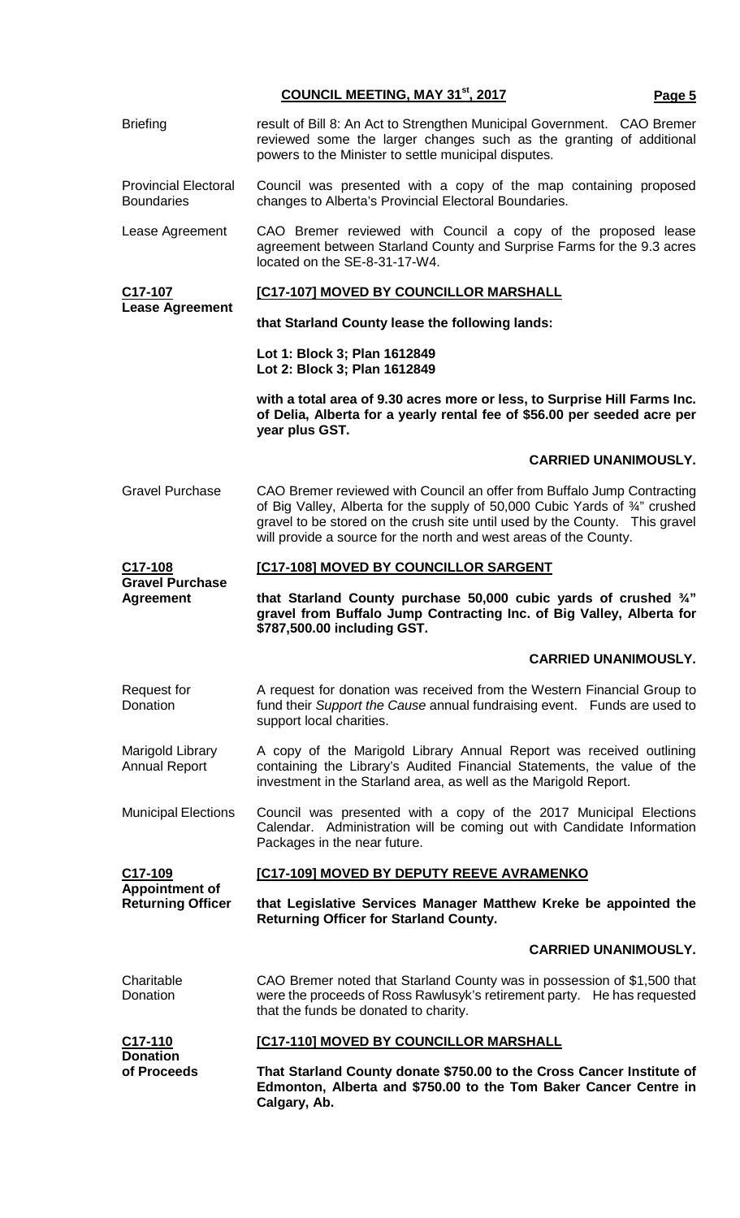**Briefing**

result of Bill 8: An Act to Strengthen Municipal Government. CAO Bremer reviewed some the larger changes such as the granting of additional powers to the Minister to settle municipal disputes.

**Provincial Electoral Boundaries**

Council was presented with a copy of the map containing proposed changes to Alberta's Provincial Electoral Boundaries.

**Lease Agreement**

CAO Bremer reviewed with Council a copy of the proposed lease agreement between Starland County and Surprise Farms for the 9.3 acres located on the SE-8-31-17-W4.

**C17-107**
**Lease Agreement**

**[C17-107] MOVED BY COUNCILLOR MARSHALL**

**that Starland County lease the following lands:**

**Lot 1: Block 3; Plan 1612849**
**Lot 2: Block 3; Plan 1612849**

**with a total area of 9.30 acres more or less, to Surprise Hill Farms Inc. of Delia, Alberta for a yearly rental fee of $56.00 per seeded acre per year plus GST.**

**CARRIED UNANIMOUSLY.**

**Gravel Purchase**

CAO Bremer reviewed with Council an offer from Buffalo Jump Contracting of Big Valley, Alberta for the supply of 50,000 Cubic Yards of ¾" crushed gravel to be stored on the crush site until used by the County. This gravel will provide a source for the north and west areas of the County.

**C17-108**
**Gravel Purchase Agreement**

**[C17-108] MOVED BY COUNCILLOR SARGENT**

**that Starland County purchase 50,000 cubic yards of crushed ¾" gravel from Buffalo Jump Contracting Inc. of Big Valley, Alberta for $787,500.00 including GST.**

**CARRIED UNANIMOUSLY.**

**Request for Donation**

A request for donation was received from the Western Financial Group to fund their *Support the Cause* annual fundraising event. Funds are used to support local charities.

**Marigold Library Annual Report**

A copy of the Marigold Library Annual Report was received outlining containing the Library's Audited Financial Statements, the value of the investment in the Starland area, as well as the Marigold Report.

**Municipal Elections**

Council was presented with a copy of the 2017 Municipal Elections Calendar. Administration will be coming out with Candidate Information Packages in the near future.

**C17-109**
**Appointment of Returning Officer**

**[C17-109] MOVED BY DEPUTY REEVE AVRAMENKO**

**that Legislative Services Manager Matthew Kreke be appointed the Returning Officer for Starland County.**

**CARRIED UNANIMOUSLY.**

**Charitable Donation**

CAO Bremer noted that Starland County was in possession of $1,500 that were the proceeds of Ross Rawlusyk's retirement party. He has requested that the funds be donated to charity.

**C17-110**
**Donation of Proceeds**

**[C17-110] MOVED BY COUNCILLOR MARSHALL**

**That Starland County donate $750.00 to the Cross Cancer Institute of Edmonton, Alberta and $750.00 to the Tom Baker Cancer Centre in Calgary, Ab.**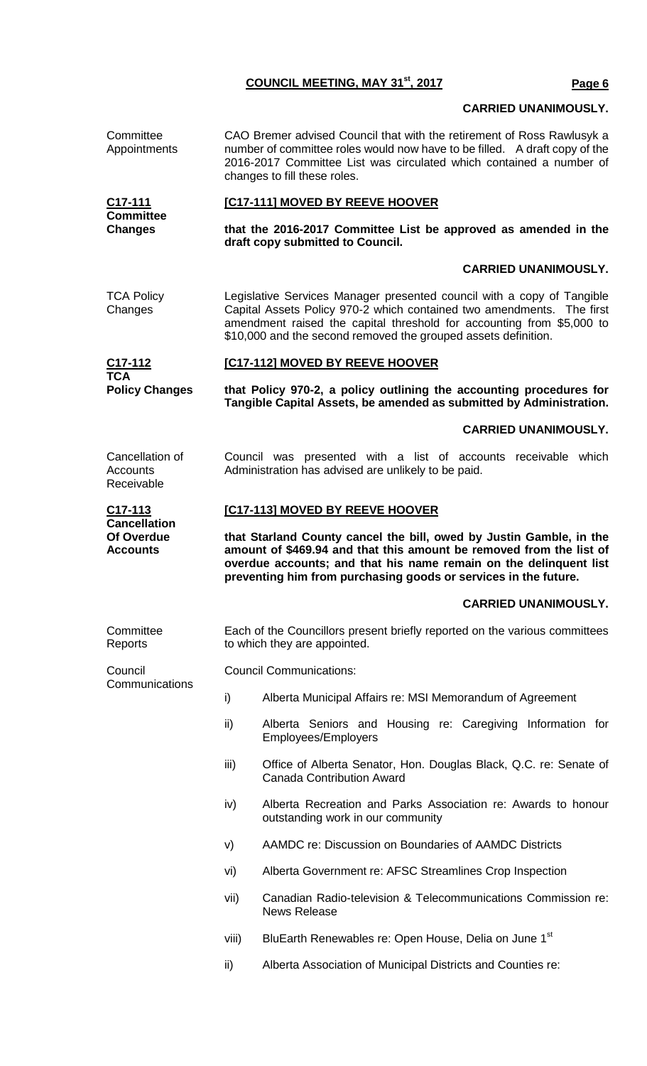**CARRIED UNANIMOUSLY.**

Committee Appointments

CAO Bremer advised Council that with the retirement of Ross Rawlusyk a number of committee roles would now have to be filled. A draft copy of the 2016-2017 Committee List was circulated which contained a number of changes to fill these roles.

**C17-111**
**Committee Changes**

**[C17-111] MOVED BY REEVE HOOVER**

**that the 2016-2017 Committee List be approved as amended in the draft copy submitted to Council.**

**CARRIED UNANIMOUSLY.**

TCA Policy Changes

Legislative Services Manager presented council with a copy of Tangible Capital Assets Policy 970-2 which contained two amendments. The first amendment raised the capital threshold for accounting from $5,000 to $10,000 and the second removed the grouped assets definition.

**C17-112**
**TCA Policy Changes**

**[C17-112] MOVED BY REEVE HOOVER**

**that Policy 970-2, a policy outlining the accounting procedures for Tangible Capital Assets, be amended as submitted by Administration.**

**CARRIED UNANIMOUSLY.**

Cancellation of Accounts Receivable

Council was presented with a list of accounts receivable which Administration has advised are unlikely to be paid.

**C17-113**
**Cancellation Of Overdue Accounts**

**[C17-113] MOVED BY REEVE HOOVER**

**that Starland County cancel the bill, owed by Justin Gamble, in the amount of $469.94 and that this amount be removed from the list of overdue accounts; and that his name remain on the delinquent list preventing him from purchasing goods or services in the future.**

**CARRIED UNANIMOUSLY.**

Committee Reports

Each of the Councillors present briefly reported on the various committees to which they are appointed.

Council Communications

Council Communications:

i) Alberta Municipal Affairs re: MSI Memorandum of Agreement

ii) Alberta Seniors and Housing re: Caregiving Information for Employees/Employers

iii) Office of Alberta Senator, Hon. Douglas Black, Q.C. re: Senate of Canada Contribution Award

iv) Alberta Recreation and Parks Association re: Awards to honour outstanding work in our community

v) AAMDC re: Discussion on Boundaries of AAMDC Districts

vi) Alberta Government re: AFSC Streamlines Crop Inspection

vii) Canadian Radio-television & Telecommunications Commission re: News Release

viii) BluEarth Renewables re: Open House, Delia on June 1st

ii) Alberta Association of Municipal Districts and Counties re: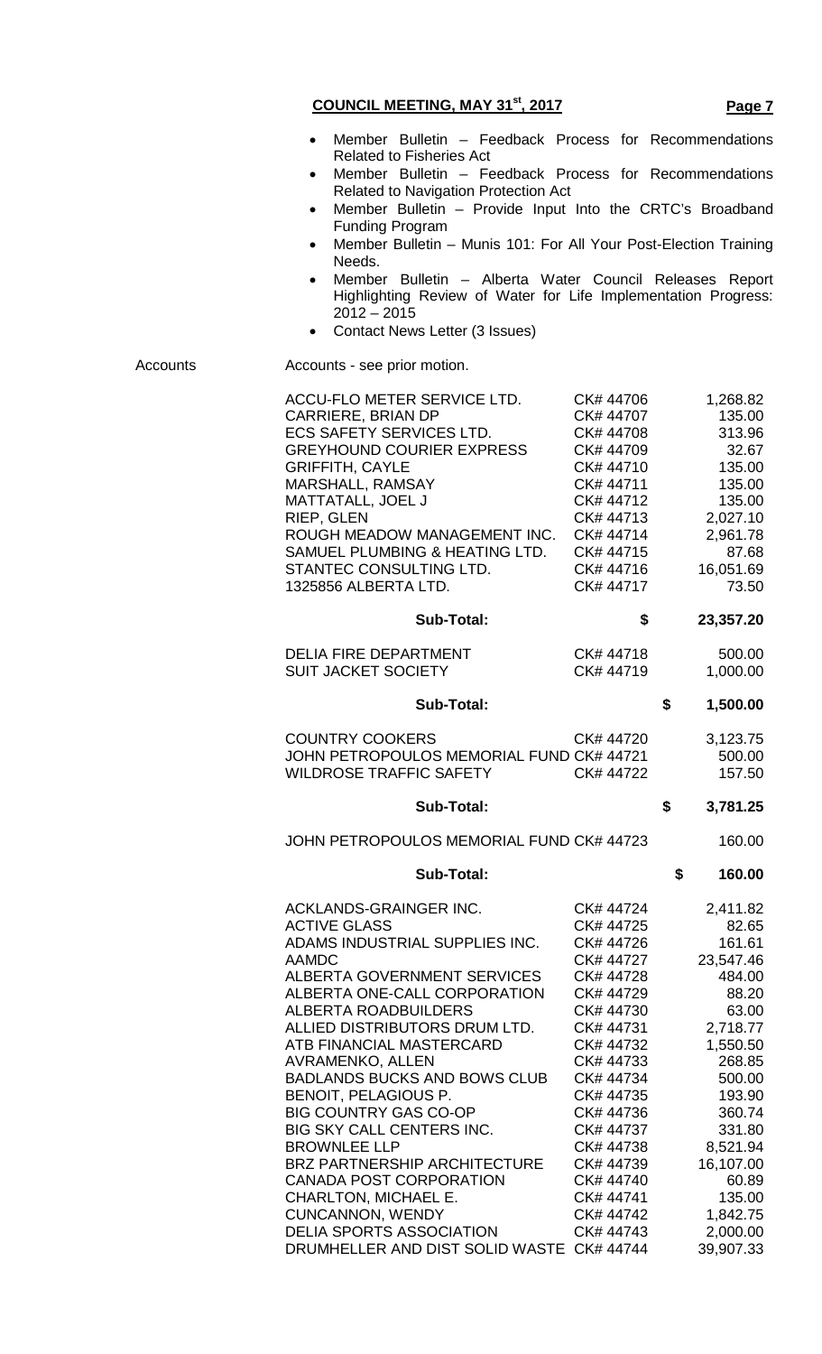- Member Bulletin – Feedback Process for Recommendations Related to Fisheries Act
- Member Bulletin – Feedback Process for Recommendations Related to Navigation Protection Act
- Member Bulletin – Provide Input Into the CRTC's Broadband Funding Program
- Member Bulletin – Munis 101: For All Your Post-Election Training Needs.
- Member Bulletin – Alberta Water Council Releases Report Highlighting Review of Water for Life Implementation Progress: 2012 – 2015
- Contact News Letter (3 Issues)

Accounts

Accounts - see prior motion.

| | | |
|---|---|---|
| ACCU-FLO METER SERVICE LTD. | CK# 44706 | 1,268.82 |
| CARRIERE, BRIAN DP | CK# 44707 | 135.00 |
| ECS SAFETY SERVICES LTD. | CK# 44708 | 313.96 |
| GREYHOUND COURIER EXPRESS | CK# 44709 | 32.67 |
| GRIFFITH, CAYLE | CK# 44710 | 135.00 |
| MARSHALL, RAMSAY | CK# 44711 | 135.00 |
| MATTATALL, JOEL J | CK# 44712 | 135.00 |
| RIEP, GLEN | CK# 44713 | 2,027.10 |
| ROUGH MEADOW MANAGEMENT INC. | CK# 44714 | 2,961.78 |
| SAMUEL PLUMBING & HEATING LTD. | CK# 44715 | 87.68 |
| STANTEC CONSULTING LTD. | CK# 44716 | 16,051.69 |
| 1325856 ALBERTA LTD. | CK# 44717 | 73.50 |
| **Sub-Total:** | **$** | **23,357.20** |
| DELIA FIRE DEPARTMENT | CK# 44718 | 500.00 |
| SUIT JACKET SOCIETY | CK# 44719 | 1,000.00 |
| **Sub-Total:** | | **$ 1,500.00** |
| COUNTRY COOKERS | CK# 44720 | 3,123.75 |
| JOHN PETROPOULOS MEMORIAL FUND | CK# 44721 | 500.00 |
| WILDROSE TRAFFIC SAFETY | CK# 44722 | 157.50 |
| **Sub-Total:** | | **$ 3,781.25** |
| JOHN PETROPOULOS MEMORIAL FUND | CK# 44723 | 160.00 |
| **Sub-Total:** | | **$ 160.00** |
| ACKLANDS-GRAINGER INC. | CK# 44724 | 2,411.82 |
| ACTIVE GLASS | CK# 44725 | 82.65 |
| ADAMS INDUSTRIAL SUPPLIES INC. | CK# 44726 | 161.61 |
| AAMDC | CK# 44727 | 23,547.46 |
| ALBERTA GOVERNMENT SERVICES | CK# 44728 | 484.00 |
| ALBERTA ONE-CALL CORPORATION | CK# 44729 | 88.20 |
| ALBERTA ROADBUILDERS | CK# 44730 | 63.00 |
| ALLIED DISTRIBUTORS DRUM LTD. | CK# 44731 | 2,718.77 |
| ATB FINANCIAL MASTERCARD | CK# 44732 | 1,550.50 |
| AVRAMENKO, ALLEN | CK# 44733 | 268.85 |
| BADLANDS BUCKS AND BOWS CLUB | CK# 44734 | 500.00 |
| BENOIT, PELAGIOUS P. | CK# 44735 | 193.90 |
| BIG COUNTRY GAS CO-OP | CK# 44736 | 360.74 |
| BIG SKY CALL CENTERS INC. | CK# 44737 | 331.80 |
| BROWNLEE LLP | CK# 44738 | 8,521.94 |
| BRZ PARTNERSHIP ARCHITECTURE | CK# 44739 | 16,107.00 |
| CANADA POST CORPORATION | CK# 44740 | 60.89 |
| CHARLTON, MICHAEL E. | CK# 44741 | 135.00 |
| CUNCANNON, WENDY | CK# 44742 | 1,842.75 |
| DELIA SPORTS ASSOCIATION | CK# 44743 | 2,000.00 |
| DRUMHELLER AND DIST SOLID WASTE | CK# 44744 | 39,907.33 |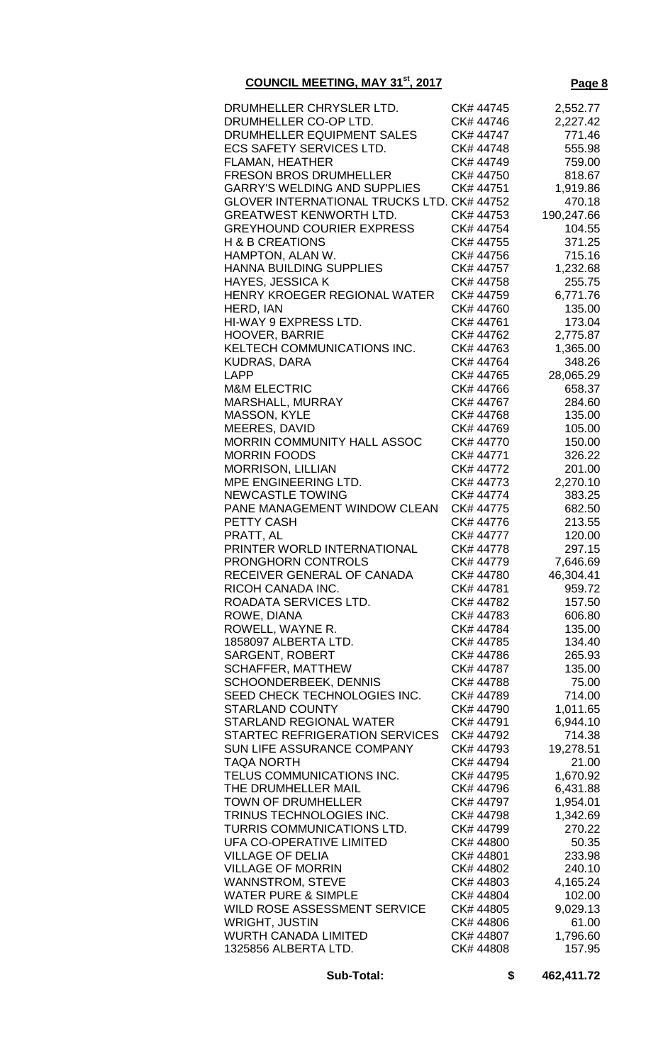**COUNCIL MEETING, MAY 31st, 2017**

| Payee | Cheque | Amount |
|---|---|---|
| DRUMHELLER CHRYSLER LTD. | CK# 44745 | 2,552.77 |
| DRUMHELLER CO-OP LTD. | CK# 44746 | 2,227.42 |
| DRUMHELLER EQUIPMENT SALES | CK# 44747 | 771.46 |
| ECS SAFETY SERVICES LTD. | CK# 44748 | 555.98 |
| FLAMAN, HEATHER | CK# 44749 | 759.00 |
| FRESON BROS DRUMHELLER | CK# 44750 | 818.67 |
| GARRY'S WELDING AND SUPPLIES | CK# 44751 | 1,919.86 |
| GLOVER INTERNATIONAL TRUCKS LTD. | CK# 44752 | 470.18 |
| GREATWEST KENWORTH LTD. | CK# 44753 | 190,247.66 |
| GREYHOUND COURIER EXPRESS | CK# 44754 | 104.55 |
| H & B CREATIONS | CK# 44755 | 371.25 |
| HAMPTON, ALAN W. | CK# 44756 | 715.16 |
| HANNA BUILDING SUPPLIES | CK# 44757 | 1,232.68 |
| HAYES, JESSICA K | CK# 44758 | 255.75 |
| HENRY KROEGER REGIONAL WATER | CK# 44759 | 6,771.76 |
| HERD, IAN | CK# 44760 | 135.00 |
| HI-WAY 9 EXPRESS LTD. | CK# 44761 | 173.04 |
| HOOVER, BARRIE | CK# 44762 | 2,775.87 |
| KELTECH COMMUNICATIONS INC. | CK# 44763 | 1,365.00 |
| KUDRAS, DARA | CK# 44764 | 348.26 |
| LAPP | CK# 44765 | 28,065.29 |
| M&M ELECTRIC | CK# 44766 | 658.37 |
| MARSHALL, MURRAY | CK# 44767 | 284.60 |
| MASSON, KYLE | CK# 44768 | 135.00 |
| MEERES, DAVID | CK# 44769 | 105.00 |
| MORRIN COMMUNITY HALL ASSOC | CK# 44770 | 150.00 |
| MORRIN FOODS | CK# 44771 | 326.22 |
| MORRISON, LILLIAN | CK# 44772 | 201.00 |
| MPE ENGINEERING LTD. | CK# 44773 | 2,270.10 |
| NEWCASTLE TOWING | CK# 44774 | 383.25 |
| PANE MANAGEMENT WINDOW CLEAN | CK# 44775 | 682.50 |
| PETTY CASH | CK# 44776 | 213.55 |
| PRATT, AL | CK# 44777 | 120.00 |
| PRINTER WORLD INTERNATIONAL | CK# 44778 | 297.15 |
| PRONGHORN CONTROLS | CK# 44779 | 7,646.69 |
| RECEIVER GENERAL OF CANADA | CK# 44780 | 46,304.41 |
| RICOH CANADA INC. | CK# 44781 | 959.72 |
| ROADATA SERVICES LTD. | CK# 44782 | 157.50 |
| ROWE, DIANA | CK# 44783 | 606.80 |
| ROWELL, WAYNE R. | CK# 44784 | 135.00 |
| 1858097 ALBERTA LTD. | CK# 44785 | 134.40 |
| SARGENT, ROBERT | CK# 44786 | 265.93 |
| SCHAFFER, MATTHEW | CK# 44787 | 135.00 |
| SCHOONDERBEEK, DENNIS | CK# 44788 | 75.00 |
| SEED CHECK TECHNOLOGIES INC. | CK# 44789 | 714.00 |
| STARLAND COUNTY | CK# 44790 | 1,011.65 |
| STARLAND REGIONAL WATER | CK# 44791 | 6,944.10 |
| STARTEC REFRIGERATION SERVICES | CK# 44792 | 714.38 |
| SUN LIFE ASSURANCE COMPANY | CK# 44793 | 19,278.51 |
| TAQA NORTH | CK# 44794 | 21.00 |
| TELUS COMMUNICATIONS INC. | CK# 44795 | 1,670.92 |
| THE DRUMHELLER MAIL | CK# 44796 | 6,431.88 |
| TOWN OF DRUMHELLER | CK# 44797 | 1,954.01 |
| TRINUS TECHNOLOGIES INC. | CK# 44798 | 1,342.69 |
| TURRIS COMMUNICATIONS LTD. | CK# 44799 | 270.22 |
| UFA CO-OPERATIVE LIMITED | CK# 44800 | 50.35 |
| VILLAGE OF DELIA | CK# 44801 | 233.98 |
| VILLAGE OF MORRIN | CK# 44802 | 240.10 |
| WANNSTROM, STEVE | CK# 44803 | 4,165.24 |
| WATER PURE & SIMPLE | CK# 44804 | 102.00 |
| WILD ROSE ASSESSMENT SERVICE | CK# 44805 | 9,029.13 |
| WRIGHT, JUSTIN | CK# 44806 | 61.00 |
| WURTH CANADA LIMITED | CK# 44807 | 1,796.60 |
| 1325856 ALBERTA LTD. | CK# 44808 | 157.95 |
| **Sub-Total:** | **$** | **462,411.72** |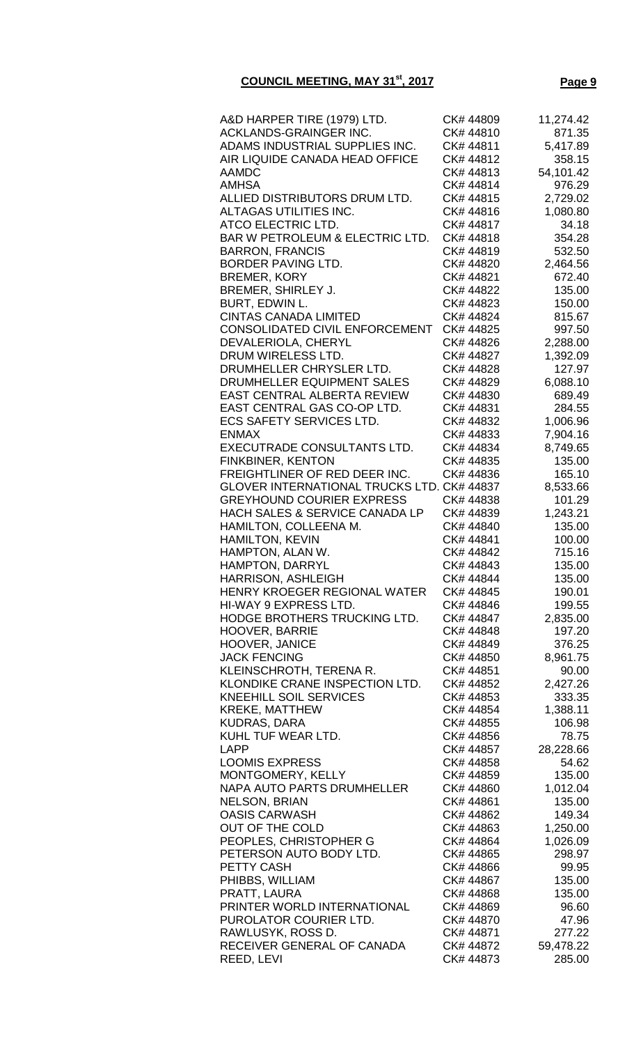## COUNCIL MEETING, MAY 31st, 2017

| | | |
|---|---|---|
| A&D HARPER TIRE (1979) LTD. | CK# 44809 | 11,274.42 |
| ACKLANDS-GRAINGER INC. | CK# 44810 | 871.35 |
| ADAMS INDUSTRIAL SUPPLIES INC. | CK# 44811 | 5,417.89 |
| AIR LIQUIDE CANADA HEAD OFFICE | CK# 44812 | 358.15 |
| AAMDC | CK# 44813 | 54,101.42 |
| AMHSA | CK# 44814 | 976.29 |
| ALLIED DISTRIBUTORS DRUM LTD. | CK# 44815 | 2,729.02 |
| ALTAGAS UTILITIES INC. | CK# 44816 | 1,080.80 |
| ATCO ELECTRIC LTD. | CK# 44817 | 34.18 |
| BAR W PETROLEUM & ELECTRIC LTD. | CK# 44818 | 354.28 |
| BARRON, FRANCIS | CK# 44819 | 532.50 |
| BORDER PAVING LTD. | CK# 44820 | 2,464.56 |
| BREMER, KORY | CK# 44821 | 672.40 |
| BREMER, SHIRLEY J. | CK# 44822 | 135.00 |
| BURT, EDWIN L. | CK# 44823 | 150.00 |
| CINTAS CANADA LIMITED | CK# 44824 | 815.67 |
| CONSOLIDATED CIVIL ENFORCEMENT | CK# 44825 | 997.50 |
| DEVALERIOLA, CHERYL | CK# 44826 | 2,288.00 |
| DRUM WIRELESS LTD. | CK# 44827 | 1,392.09 |
| DRUMHELLER CHRYSLER LTD. | CK# 44828 | 127.97 |
| DRUMHELLER EQUIPMENT SALES | CK# 44829 | 6,088.10 |
| EAST CENTRAL ALBERTA REVIEW | CK# 44830 | 689.49 |
| EAST CENTRAL GAS CO-OP LTD. | CK# 44831 | 284.55 |
| ECS SAFETY SERVICES LTD. | CK# 44832 | 1,006.96 |
| ENMAX | CK# 44833 | 7,904.16 |
| EXECUTRADE CONSULTANTS LTD. | CK# 44834 | 8,749.65 |
| FINKBINER, KENTON | CK# 44835 | 135.00 |
| FREIGHTLINER OF RED DEER INC. | CK# 44836 | 165.10 |
| GLOVER INTERNATIONAL TRUCKS LTD. | CK# 44837 | 8,533.66 |
| GREYHOUND COURIER EXPRESS | CK# 44838 | 101.29 |
| HACH SALES & SERVICE CANADA LP | CK# 44839 | 1,243.21 |
| HAMILTON, COLLEENA M. | CK# 44840 | 135.00 |
| HAMILTON, KEVIN | CK# 44841 | 100.00 |
| HAMPTON, ALAN W. | CK# 44842 | 715.16 |
| HAMPTON, DARRYL | CK# 44843 | 135.00 |
| HARRISON, ASHLEIGH | CK# 44844 | 135.00 |
| HENRY KROEGER REGIONAL WATER | CK# 44845 | 190.01 |
| HI-WAY 9 EXPRESS LTD. | CK# 44846 | 199.55 |
| HODGE BROTHERS TRUCKING LTD. | CK# 44847 | 2,835.00 |
| HOOVER, BARRIE | CK# 44848 | 197.20 |
| HOOVER, JANICE | CK# 44849 | 376.25 |
| JACK FENCING | CK# 44850 | 8,961.75 |
| KLEINSCHROTH, TERENA R. | CK# 44851 | 90.00 |
| KLONDIKE CRANE INSPECTION LTD. | CK# 44852 | 2,427.26 |
| KNEEHILL SOIL SERVICES | CK# 44853 | 333.35 |
| KREKE, MATTHEW | CK# 44854 | 1,388.11 |
| KUDRAS, DARA | CK# 44855 | 106.98 |
| KUHL TUF WEAR LTD. | CK# 44856 | 78.75 |
| LAPP | CK# 44857 | 28,228.66 |
| LOOMIS EXPRESS | CK# 44858 | 54.62 |
| MONTGOMERY, KELLY | CK# 44859 | 135.00 |
| NAPA AUTO PARTS DRUMHELLER | CK# 44860 | 1,012.04 |
| NELSON, BRIAN | CK# 44861 | 135.00 |
| OASIS CARWASH | CK# 44862 | 149.34 |
| OUT OF THE COLD | CK# 44863 | 1,250.00 |
| PEOPLES, CHRISTOPHER G | CK# 44864 | 1,026.09 |
| PETERSON AUTO BODY LTD. | CK# 44865 | 298.97 |
| PETTY CASH | CK# 44866 | 99.95 |
| PHIBBS, WILLIAM | CK# 44867 | 135.00 |
| PRATT, LAURA | CK# 44868 | 135.00 |
| PRINTER WORLD INTERNATIONAL | CK# 44869 | 96.60 |
| PUROLATOR COURIER LTD. | CK# 44870 | 47.96 |
| RAWLUSYK, ROSS D. | CK# 44871 | 277.22 |
| RECEIVER GENERAL OF CANADA | CK# 44872 | 59,478.22 |
| REED, LEVI | CK# 44873 | 285.00 |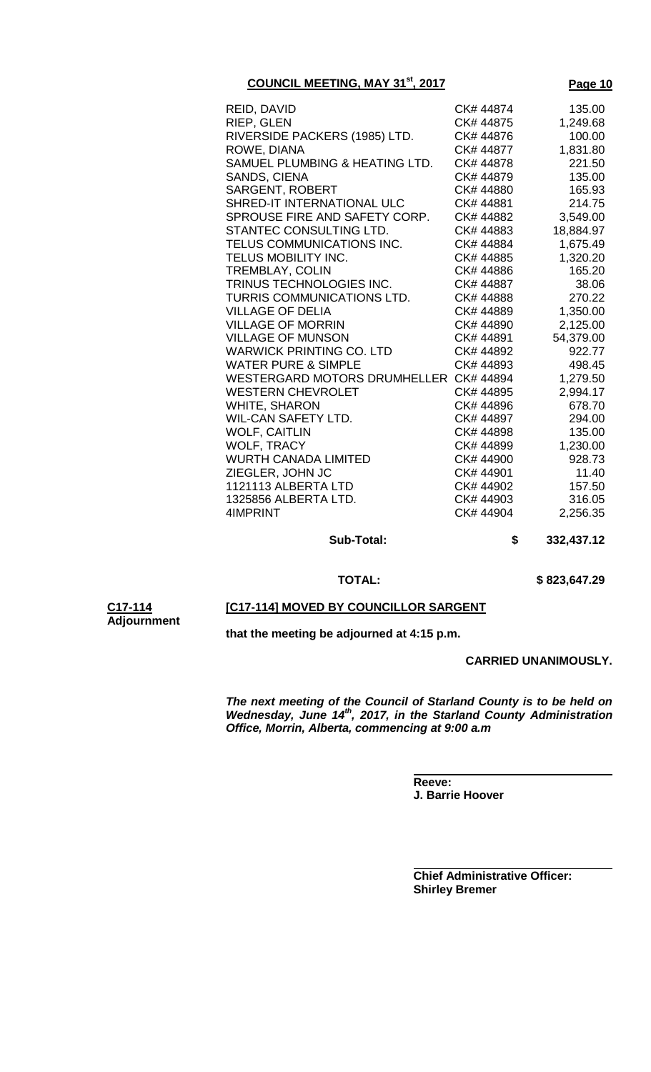| | | |
|---|---|---|
| REID, DAVID | CK# 44874 | 135.00 |
| RIEP, GLEN | CK# 44875 | 1,249.68 |
| RIVERSIDE PACKERS (1985) LTD. | CK# 44876 | 100.00 |
| ROWE, DIANA | CK# 44877 | 1,831.80 |
| SAMUEL PLUMBING & HEATING LTD. | CK# 44878 | 221.50 |
| SANDS, CIENA | CK# 44879 | 135.00 |
| SARGENT, ROBERT | CK# 44880 | 165.93 |
| SHRED-IT INTERNATIONAL ULC | CK# 44881 | 214.75 |
| SPROUSE FIRE AND SAFETY CORP. | CK# 44882 | 3,549.00 |
| STANTEC CONSULTING LTD. | CK# 44883 | 18,884.97 |
| TELUS COMMUNICATIONS INC. | CK# 44884 | 1,675.49 |
| TELUS MOBILITY INC. | CK# 44885 | 1,320.20 |
| TREMBLAY, COLIN | CK# 44886 | 165.20 |
| TRINUS TECHNOLOGIES INC. | CK# 44887 | 38.06 |
| TURRIS COMMUNICATIONS LTD. | CK# 44888 | 270.22 |
| VILLAGE OF DELIA | CK# 44889 | 1,350.00 |
| VILLAGE OF MORRIN | CK# 44890 | 2,125.00 |
| VILLAGE OF MUNSON | CK# 44891 | 54,379.00 |
| WARWICK PRINTING CO. LTD | CK# 44892 | 922.77 |
| WATER PURE & SIMPLE | CK# 44893 | 498.45 |
| WESTERGARD MOTORS DRUMHELLER | CK# 44894 | 1,279.50 |
| WESTERN CHEVROLET | CK# 44895 | 2,994.17 |
| WHITE, SHARON | CK# 44896 | 678.70 |
| WIL-CAN SAFETY LTD. | CK# 44897 | 294.00 |
| WOLF, CAITLIN | CK# 44898 | 135.00 |
| WOLF, TRACY | CK# 44899 | 1,230.00 |
| WURTH CANADA LIMITED | CK# 44900 | 928.73 |
| ZIEGLER, JOHN JC | CK# 44901 | 11.40 |
| 1121113 ALBERTA LTD | CK# 44902 | 157.50 |
| 1325856 ALBERTA LTD. | CK# 44903 | 316.05 |
| 4IMPRINT | CK# 44904 | 2,256.35 |
| **Sub-Total:** | **$** | **332,437.12** |

**TOTAL: $ 823,647.29**

**C17-114 Adjournment**

**[C17-114] MOVED BY COUNCILLOR SARGENT**

**that the meeting be adjourned at 4:15 p.m.**

**CARRIED UNANIMOUSLY.**

***The next meeting of the Council of Starland County is to be held on Wednesday, June 14th, 2017, in the Starland County Administration Office, Morrin, Alberta, commencing at 9:00 a.m***

**Reeve:**
**J. Barrie Hoover**

**Chief Administrative Officer:**
**Shirley Bremer**